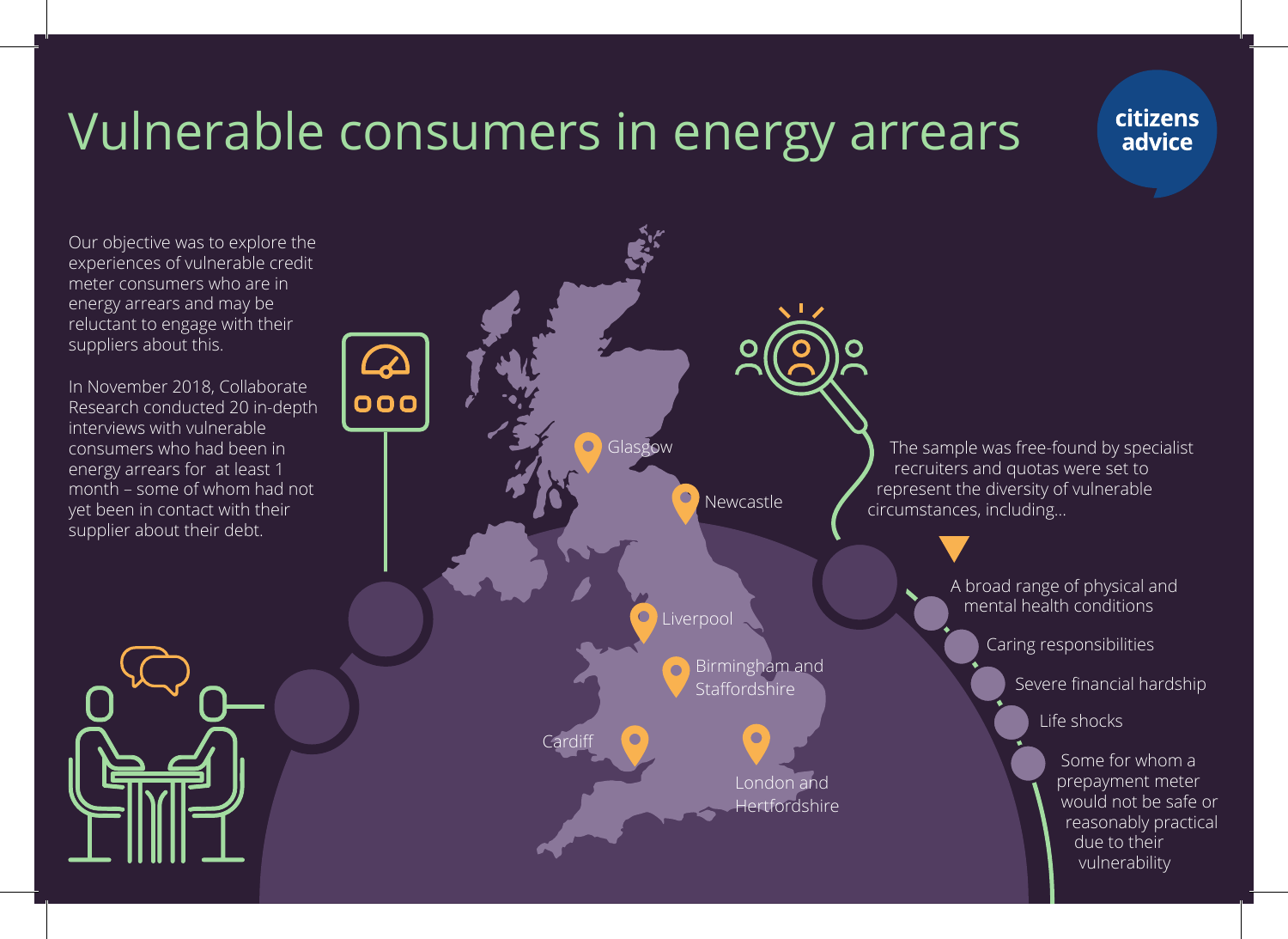# Vulnerable consumers in energy arrears

citizens advice

Our objective was to explore the experiences of vulnerable credit meter consumers who are in energy arrears and may be reluctant to engage with their suppliers about this.

In November 2018, Collaborate Research conducted 20 in-depth interviews with vulnerable consumers who had been in energy arrears for at least 1 month – some of whom had not yet been in contact with their supplier about their debt.

- Glasgow
- Newcastle
- Liverpool
- Birmingham and Staffordshire
- Cardiff
- London and Hertfordshire

The sample was free-found by specialist recruiters and quotas were set to represent the diversity of vulnerable circumstances, including...

- A broad range of physical and mental health conditions
- Caring responsibilities
- Severe financial hardship
- Life shocks
- Some for whom a prepayment meter would not be safe or reasonably practical due to their vulnerability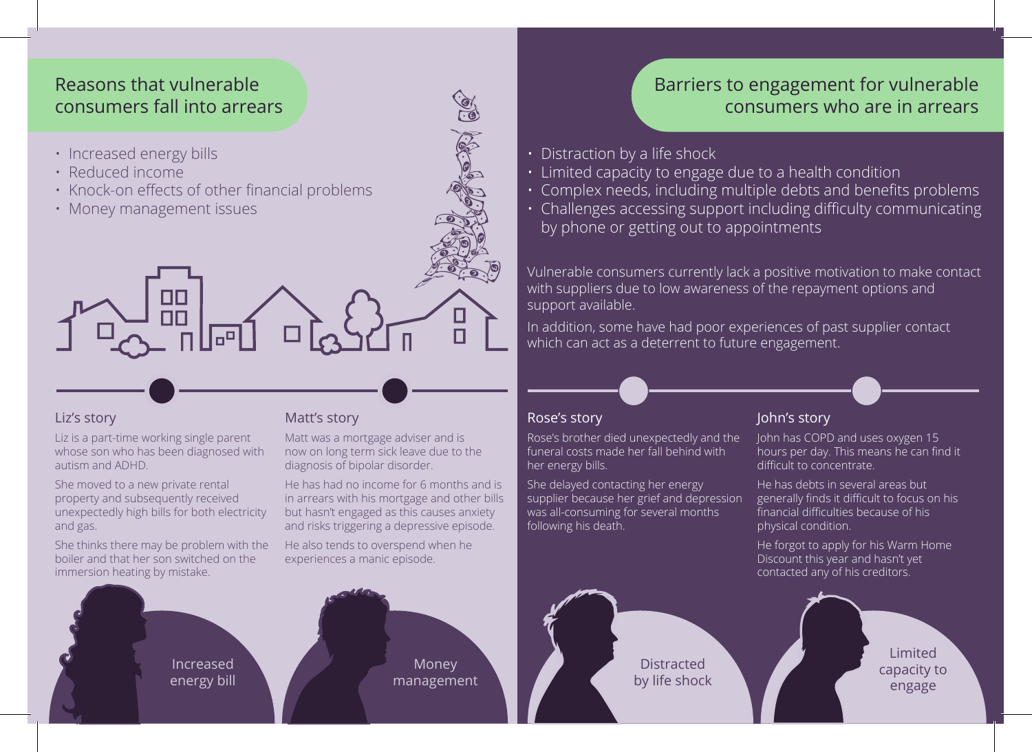## Reasons that vulnerable consumers fall into arrears

- Increased energy bills
- Reduced income
- Knock-on effects of other financial problems
- Money management issues

### Liz's story

Liz is a part-time working single parent whose son who has been diagnosed with autism and ADHD.

She moved to a new private rental property and subsequently received unexpectedly high bills for both electricity and gas.

She thinks there may be problem with the boiler and that her son switched on the immersion heating by mistake.

Increased energy bill

### Matt's story

Matt was a mortgage adviser and is now on long term sick leave due to the diagnosis of bipolar disorder.

He has had no income for 6 months and is in arrears with his mortgage and other bills but hasn't engaged as this causes anxiety and risks triggering a depressive episode.

He also tends to overspend when he experiences a manic episode.

Money management

## Barriers to engagement for vulnerable consumers who are in arrears

- Distraction by a life shock
- Limited capacity to engage due to a health condition
- Complex needs, including multiple debts and benefits problems
- Challenges accessing support including difficulty communicating by phone or getting out to appointments

Vulnerable consumers currently lack a positive motivation to make contact with suppliers due to low awareness of the repayment options and support available.

In addition, some have had poor experiences of past supplier contact which can act as a deterrent to future engagement.

### Rose's story

Rose's brother died unexpectedly and the funeral costs made her fall behind with her energy bills.

She delayed contacting her energy supplier because her grief and depression was all-consuming for several months following his death.

Distracted by life shock

### John's story

John has COPD and uses oxygen 15 hours per day. This means he can find it difficult to concentrate.

He has debts in several areas but generally finds it difficult to focus on his financial difficulties because of his physical condition.

He forgot to apply for his Warm Home Discount this year and hasn't yet contacted any of his creditors.

Limited capacity to engage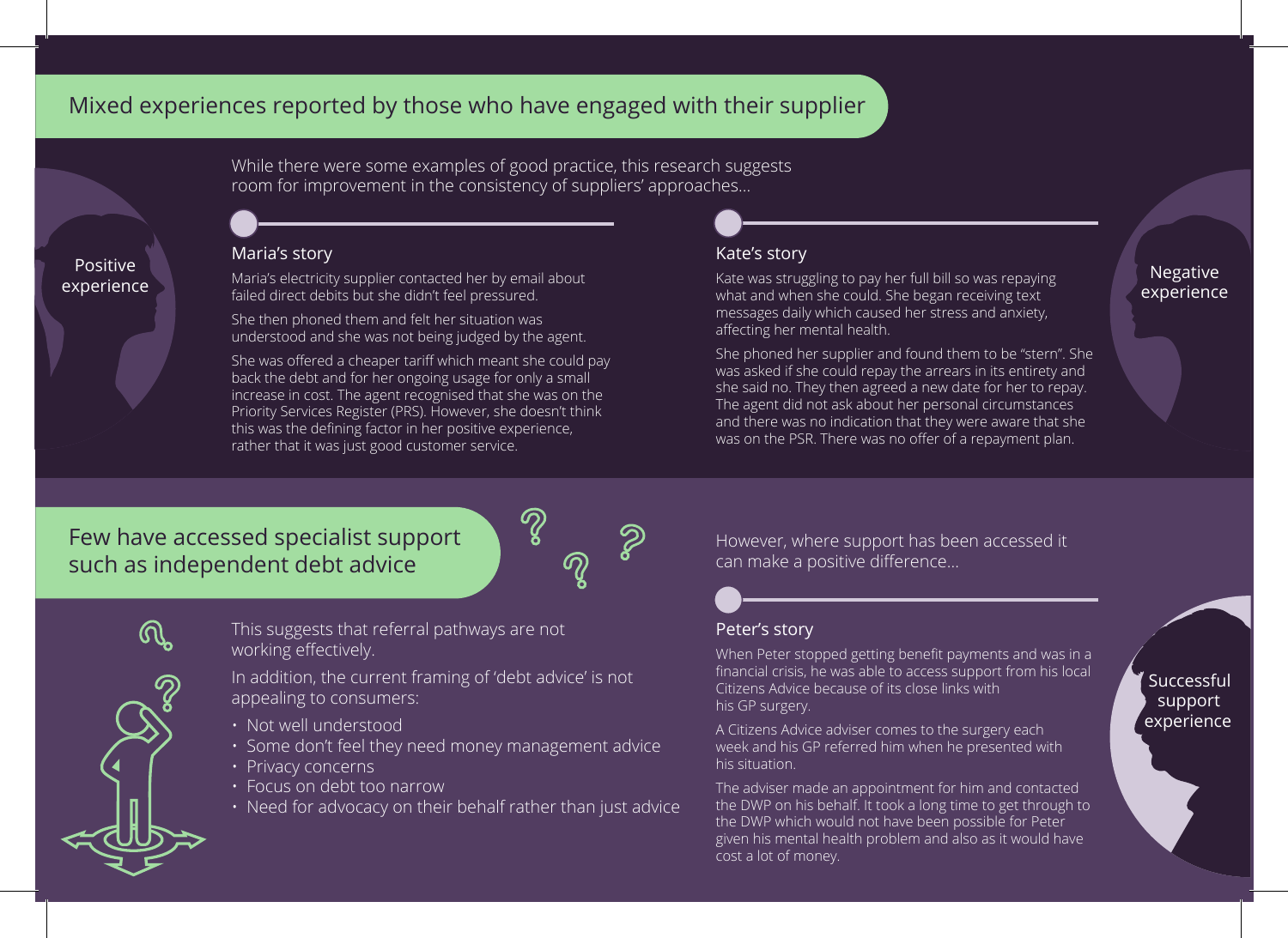## Mixed experiences reported by those who have engaged with their supplier

While there were some examples of good practice, this research suggests room for improvement in the consistency of suppliers' approaches...

Positive experience

### Maria's story

Maria's electricity supplier contacted her by email about failed direct debits but she didn't feel pressured.

She then phoned them and felt her situation was understood and she was not being judged by the agent.

She was offered a cheaper tariff which meant she could pay back the debt and for her ongoing usage for only a small increase in cost. The agent recognised that she was on the Priority Services Register (PRS). However, she doesn't think this was the defining factor in her positive experience, rather that it was just good customer service.

Negative experience

### Kate's story

Kate was struggling to pay her full bill so was repaying what and when she could. She began receiving text messages daily which caused her stress and anxiety, affecting her mental health.

She phoned her supplier and found them to be "stern". She was asked if she could repay the arrears in its entirety and she said no. They then agreed a new date for her to repay. The agent did not ask about her personal circumstances and there was no indication that they were aware that she was on the PSR. There was no offer of a repayment plan.

## Few have accessed specialist support such as independent debt advice

This suggests that referral pathways are not working effectively.

In addition, the current framing of 'debt advice' is not appealing to consumers:

- Not well understood
- Some don't feel they need money management advice
- Privacy concerns
- Focus on debt too narrow
- Need for advocacy on their behalf rather than just advice

However, where support has been accessed it can make a positive difference...

Successful support experience

### Peter's story

When Peter stopped getting benefit payments and was in a financial crisis, he was able to access support from his local Citizens Advice because of its close links with his GP surgery.

A Citizens Advice adviser comes to the surgery each week and his GP referred him when he presented with his situation.

The adviser made an appointment for him and contacted the DWP on his behalf. It took a long time to get through to the DWP which would not have been possible for Peter given his mental health problem and also as it would have cost a lot of money.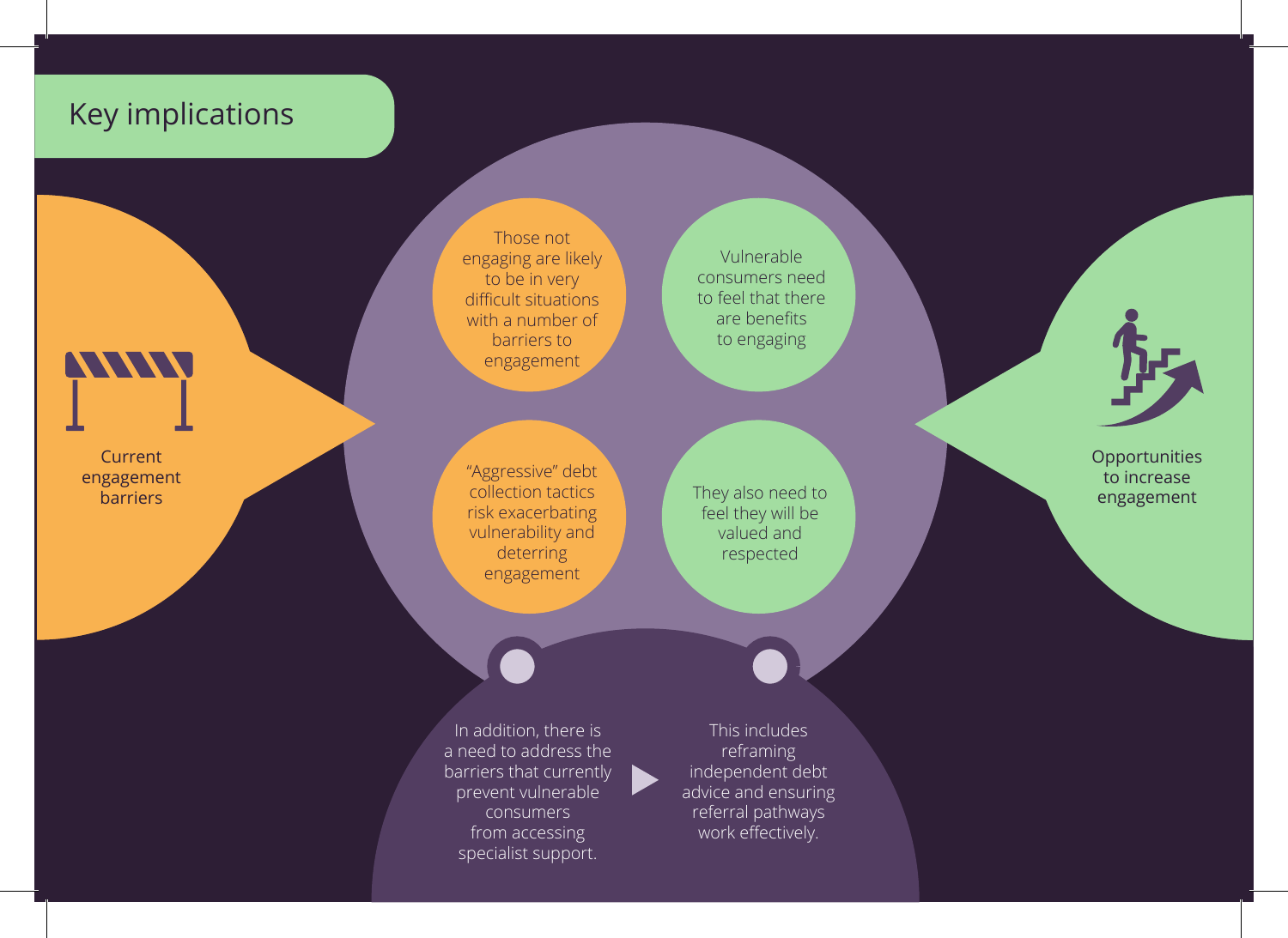# Key implications

Current engagement barriers

Those not engaging are likely to be in very difficult situations with a number of barriers to engagement

"Aggressive" debt collection tactics risk exacerbating vulnerability and deterring engagement

Opportunities to increase engagement

Vulnerable consumers need to feel that there are benefits to engaging

They also need to feel they will be valued and respected

In addition, there is a need to address the barriers that currently prevent vulnerable consumers from accessing specialist support.

This includes reframing independent debt advice and ensuring referral pathways work effectively.